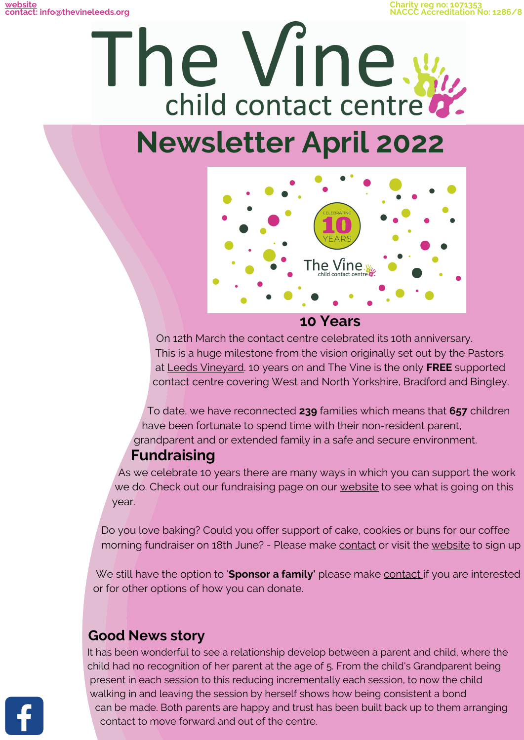website
contact: info@thevineleeds.org

Charity reg no: 1071353
NACCC Accreditation No: 1286/8

# The Vine child contact centre

# Newsletter April 2022

## 10 Years

On 12th March the contact centre celebrated its 10th anniversary. This is a huge milestone from the vision originally set out by the Pastors at Leeds Vineyard. 10 years on and The Vine is the only **FREE** supported contact centre covering West and North Yorkshire, Bradford and Bingley.

To date, we have reconnected **239** families which means that **657** children have been fortunate to spend time with their non-resident parent, grandparent and or extended family in a safe and secure environment.

## Fundraising

As we celebrate 10 years there are many ways in which you can support the work we do. Check out our fundraising page on our website to see what is going on this year.

Do you love baking? Could you offer support of cake, cookies or buns for our coffee morning fundraiser on 18th June? - Please make contact or visit the website to sign up

We still have the option to '**Sponsor a family'** please make contact if you are interested or for other options of how you can donate.

## Good News story

It has been wonderful to see a relationship develop between a parent and child, where the child had no recognition of her parent at the age of 5. From the child's Grandparent being present in each session to this reducing incrementally each session, to now the child walking in and leaving the session by herself shows how being consistent a bond can be made. Both parents are happy and trust has been built back up to them arranging contact to move forward and out of the centre.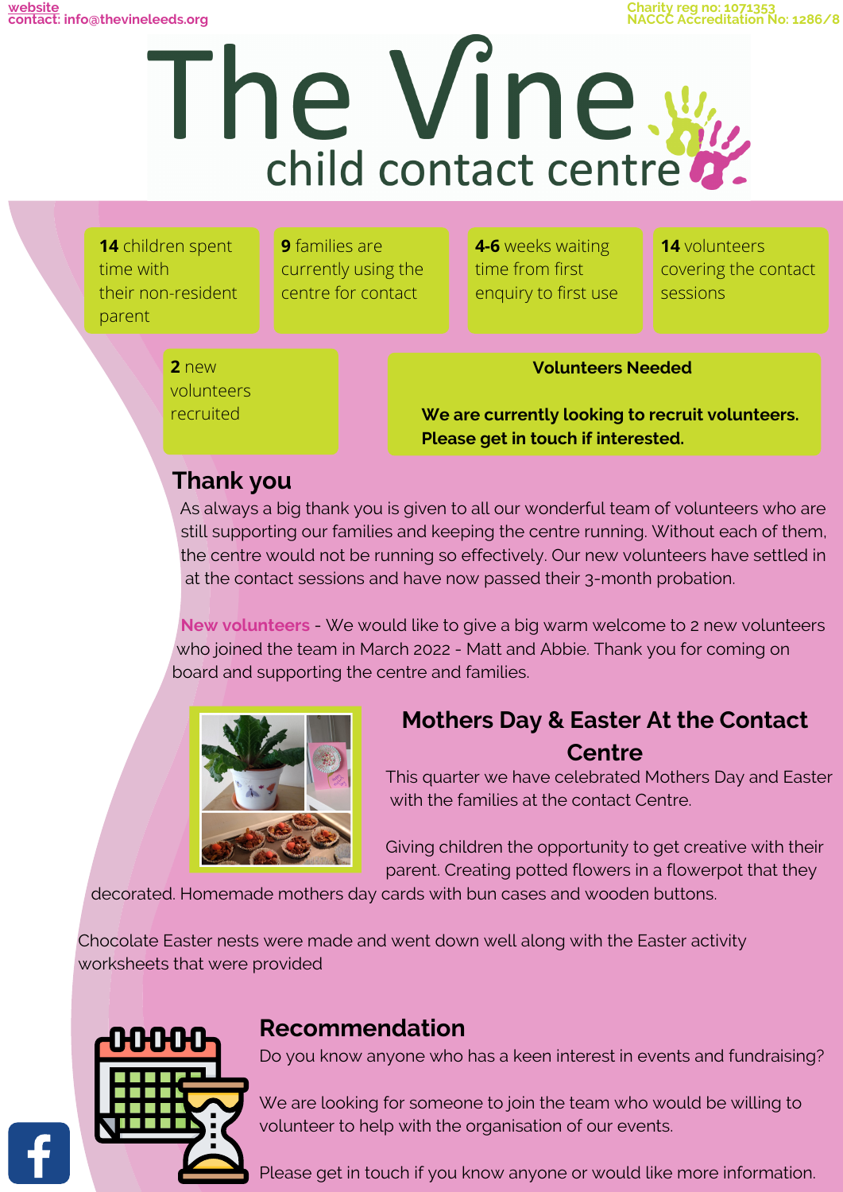website
contact: info@thevineleeds.org

Charity reg no: 1071353
NACCC Accreditation No: 1286/8

# The Vine child contact centre

**14** children spent time with their non-resident parent

**9** families are currently using the centre for contact

**4-6** weeks waiting time from first enquiry to first use

**14** volunteers covering the contact sessions

**2** new volunteers recruited

**Volunteers Needed**

**We are currently looking to recruit volunteers. Please get in touch if interested.**

## Thank you

As always a big thank you is given to all our wonderful team of volunteers who are still supporting our families and keeping the centre running. Without each of them, the centre would not be running so effectively. Our new volunteers have settled in at the contact sessions and have now passed their 3-month probation.

**New volunteers** - We would like to give a big warm welcome to 2 new volunteers who joined the team in March 2022 - Matt and Abbie. Thank you for coming on board and supporting the centre and families.

## Mothers Day & Easter At the Contact Centre

This quarter we have celebrated Mothers Day and Easter with the families at the contact Centre.

Giving children the opportunity to get creative with their parent. Creating potted flowers in a flowerpot that they decorated. Homemade mothers day cards with bun cases and wooden buttons.

Chocolate Easter nests were made and went down well along with the Easter activity worksheets that were provided

## Recommendation

Do you know anyone who has a keen interest in events and fundraising?

We are looking for someone to join the team who would be willing to volunteer to help with the organisation of our events.

Please get in touch if you know anyone or would like more information.